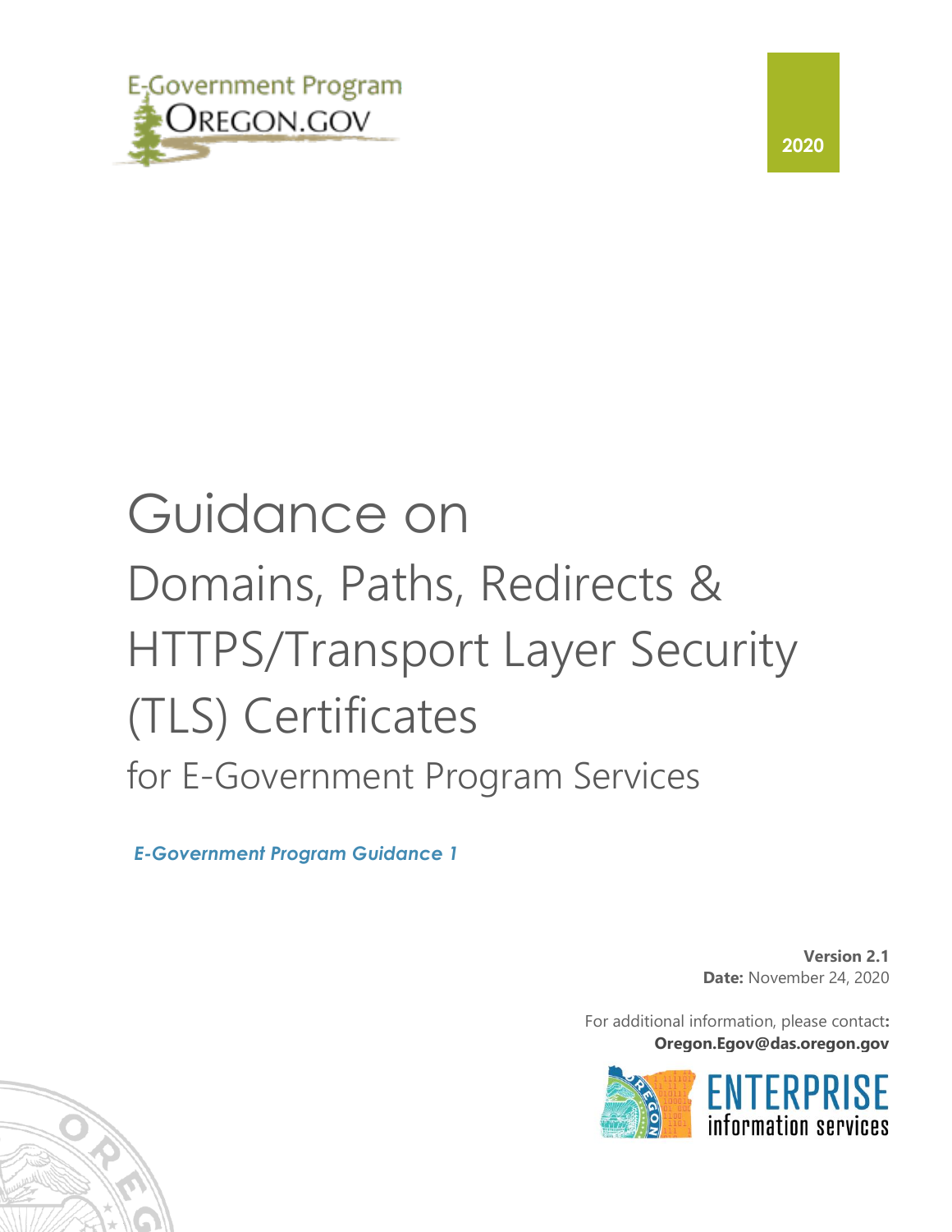E-Government Program
OREGON.GOV

2020

# Guidance on Domains, Paths, Redirects & HTTPS/Transport Layer Security (TLS) Certificates for E-Government Program Services

***E-Government Program Guidance 1***

**Version 2.1**
**Date:** November 24, 2020

For additional information, please contact**:**
**Oregon.Egov@das.oregon.gov**

ENTERPRISE
information services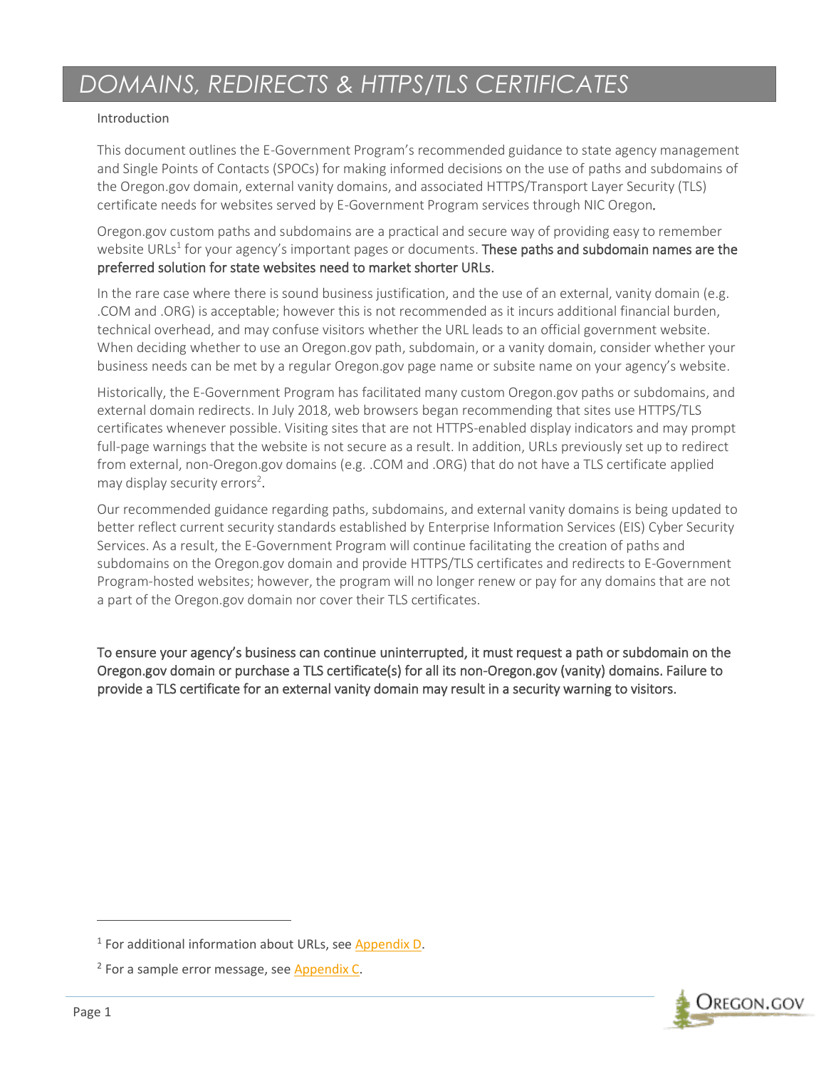# DOMAINS, REDIRECTS & HTTPS/TLS CERTIFICATES

Introduction

This document outlines the E-Government Program's recommended guidance to state agency management and Single Points of Contacts (SPOCs) for making informed decisions on the use of paths and subdomains of the Oregon.gov domain, external vanity domains, and associated HTTPS/Transport Layer Security (TLS) certificate needs for websites served by E-Government Program services through NIC Oregon.

Oregon.gov custom paths and subdomains are a practical and secure way of providing easy to remember website URLs[1] for your agency's important pages or documents. **These paths and subdomain names are the preferred solution for state websites need to market shorter URLs.**

In the rare case where there is sound business justification, and the use of an external, vanity domain (e.g. .COM and .ORG) is acceptable; however this is not recommended as it incurs additional financial burden, technical overhead, and may confuse visitors whether the URL leads to an official government website. When deciding whether to use an Oregon.gov path, subdomain, or a vanity domain, consider whether your business needs can be met by a regular Oregon.gov page name or subsite name on your agency's website.

Historically, the E-Government Program has facilitated many custom Oregon.gov paths or subdomains, and external domain redirects. In July 2018, web browsers began recommending that sites use HTTPS/TLS certificates whenever possible. Visiting sites that are not HTTPS-enabled display indicators and may prompt full-page warnings that the website is not secure as a result. In addition, URLs previously set up to redirect from external, non-Oregon.gov domains (e.g. .COM and .ORG) that do not have a TLS certificate applied may display security errors[2].

Our recommended guidance regarding paths, subdomains, and external vanity domains is being updated to better reflect current security standards established by Enterprise Information Services (EIS) Cyber Security Services. As a result, the E-Government Program will continue facilitating the creation of paths and subdomains on the Oregon.gov domain and provide HTTPS/TLS certificates and redirects to E-Government Program-hosted websites; however, the program will no longer renew or pay for any domains that are not a part of the Oregon.gov domain nor cover their TLS certificates.

**To ensure your agency's business can continue uninterrupted, it must request a path or subdomain on the Oregon.gov domain or purchase a TLS certificate(s) for all its non-Oregon.gov (vanity) domains. Failure to provide a TLS certificate for an external vanity domain may result in a security warning to visitors.**

---

[1] For additional information about URLs, see Appendix D.

[2] For a sample error message, see Appendix C.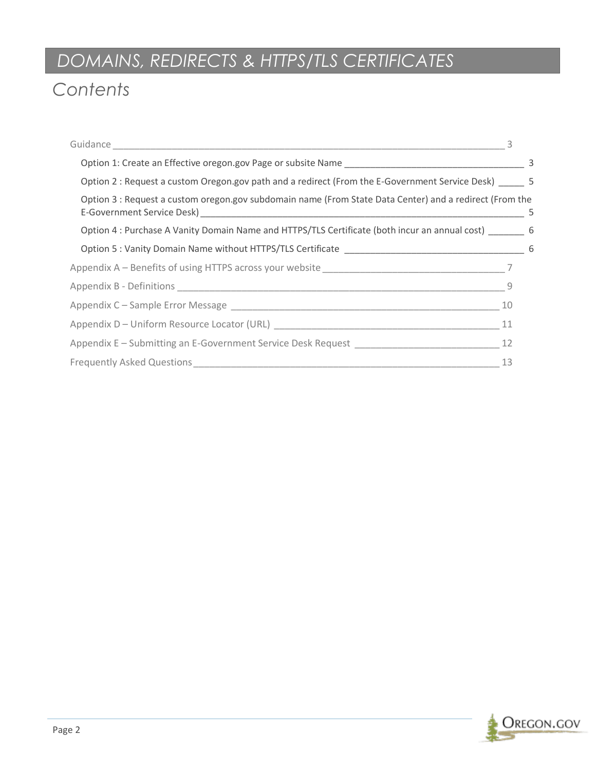# DOMAINS, REDIRECTS & HTTPS/TLS CERTIFICATES

## Contents

- Guidance ____ 3
  - Option 1: Create an Effective oregon.gov Page or subsite Name ____ 3
  - Option 2 : Request a custom Oregon.gov path and a redirect (From the E-Government Service Desk) ____ 5
  - Option 3 : Request a custom oregon.gov subdomain name (From State Data Center) and a redirect (From the E-Government Service Desk) ____ 5
  - Option 4 : Purchase A Vanity Domain Name and HTTPS/TLS Certificate (both incur an annual cost) ____ 6
  - Option 5 : Vanity Domain Name without HTTPS/TLS Certificate ____ 6
- Appendix A – Benefits of using HTTPS across your website ____ 7
- Appendix B - Definitions ____ 9
- Appendix C – Sample Error Message ____ 10
- Appendix D – Uniform Resource Locator (URL) ____ 11
- Appendix E – Submitting an E-Government Service Desk Request ____ 12
- Frequently Asked Questions ____ 13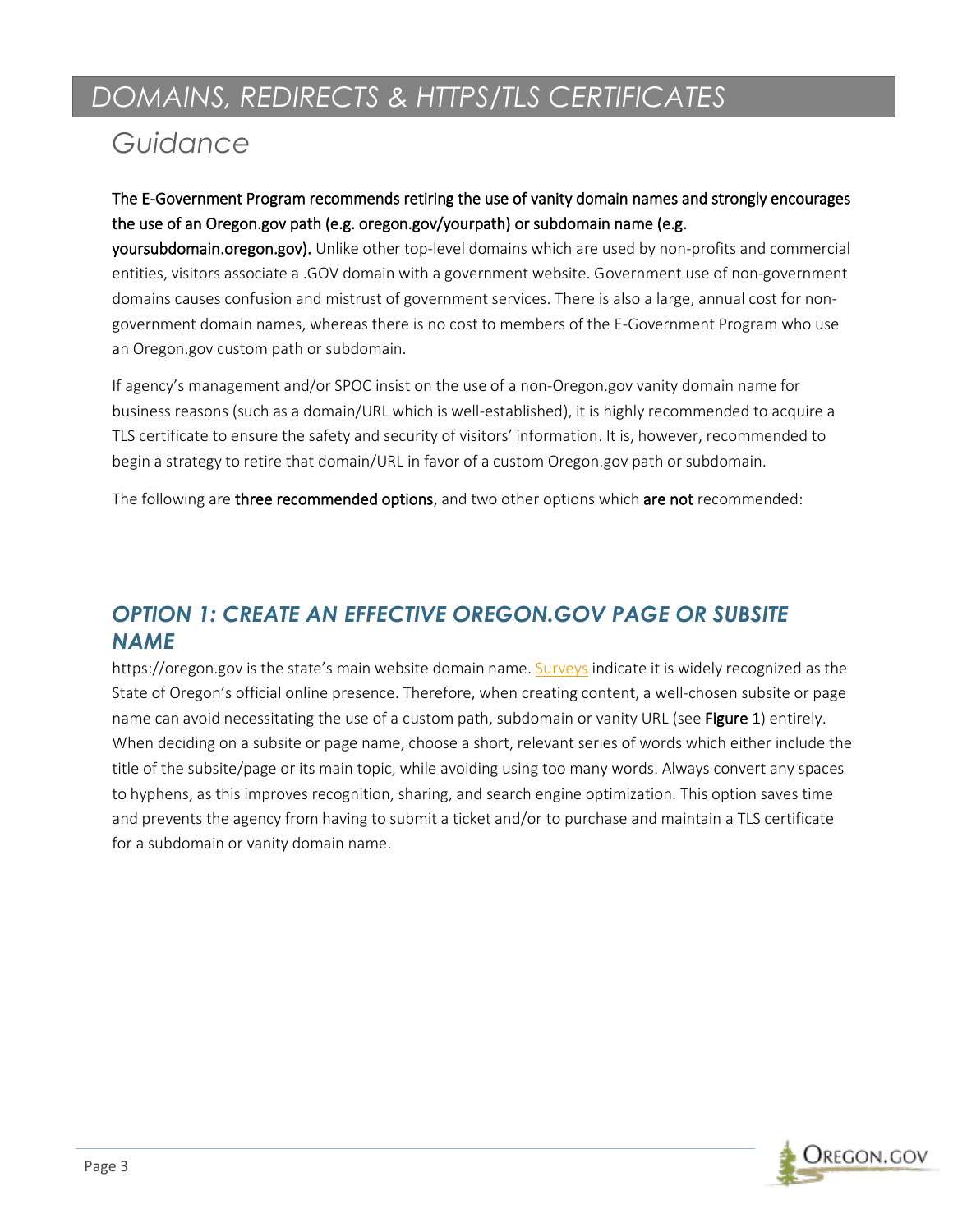# DOMAINS, REDIRECTS & HTTPS/TLS CERTIFICATES

## Guidance

**The E-Government Program recommends retiring the use of vanity domain names and strongly encourages the use of an Oregon.gov path (e.g. oregon.gov/yourpath) or subdomain name (e.g. yoursubdomain.oregon.gov).** Unlike other top-level domains which are used by non-profits and commercial entities, visitors associate a .GOV domain with a government website. Government use of non-government domains causes confusion and mistrust of government services. There is also a large, annual cost for non-government domain names, whereas there is no cost to members of the E-Government Program who use an Oregon.gov custom path or subdomain.

If agency's management and/or SPOC insist on the use of a non-Oregon.gov vanity domain name for business reasons (such as a domain/URL which is well-established), it is highly recommended to acquire a TLS certificate to ensure the safety and security of visitors' information. It is, however, recommended to begin a strategy to retire that domain/URL in favor of a custom Oregon.gov path or subdomain.

The following are **three recommended options**, and two other options which **are not** recommended:

### OPTION 1: CREATE AN EFFECTIVE OREGON.GOV PAGE OR SUBSITE NAME

https://oregon.gov is the state's main website domain name. Surveys indicate it is widely recognized as the State of Oregon's official online presence. Therefore, when creating content, a well-chosen subsite or page name can avoid necessitating the use of a custom path, subdomain or vanity URL (see **Figure 1**) entirely. When deciding on a subsite or page name, choose a short, relevant series of words which either include the title of the subsite/page or its main topic, while avoiding using too many words. Always convert any spaces to hyphens, as this improves recognition, sharing, and search engine optimization. This option saves time and prevents the agency from having to submit a ticket and/or to purchase and maintain a TLS certificate for a subdomain or vanity domain name.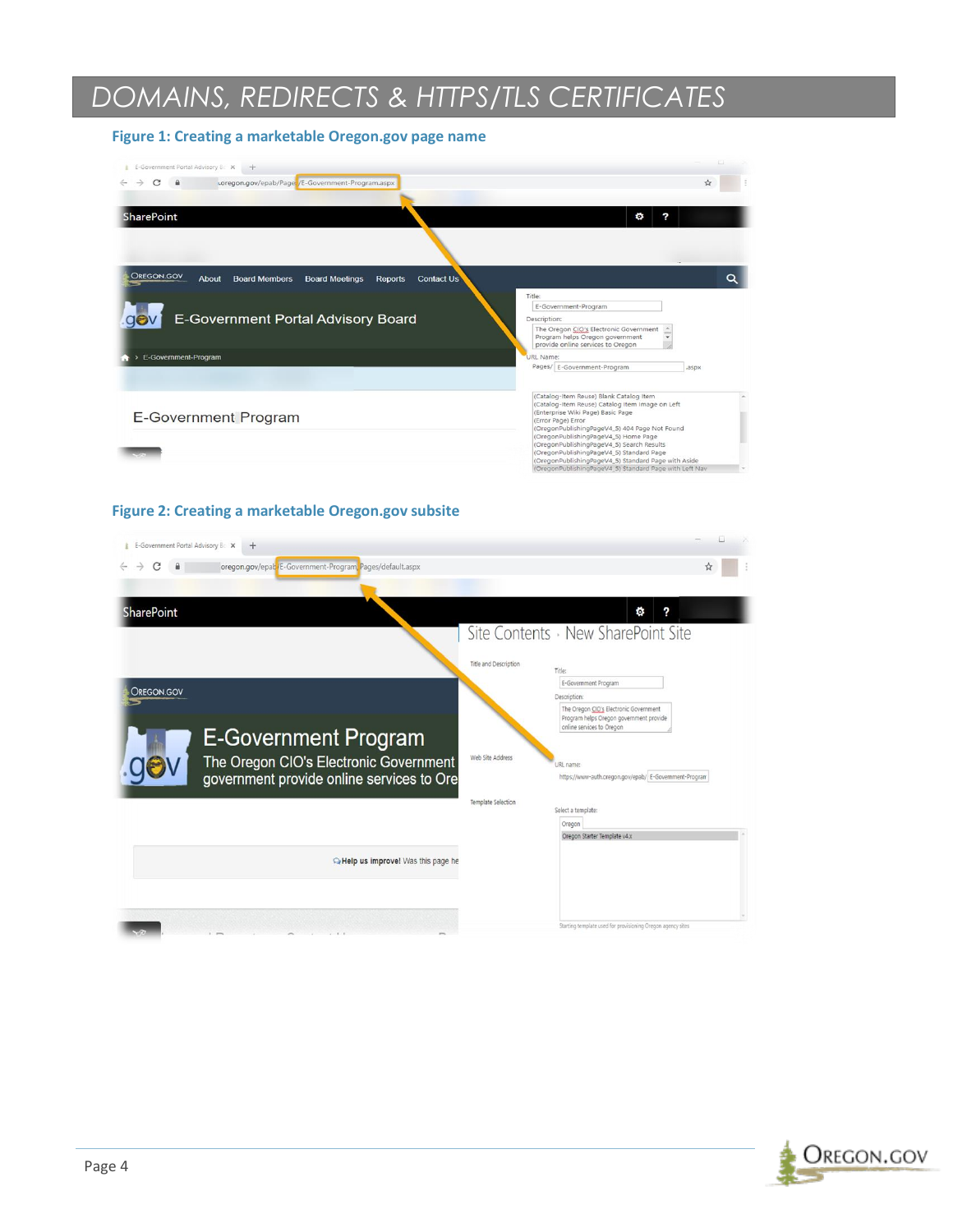# DOMAINS, REDIRECTS & HTTPS/TLS CERTIFICATES

**Figure 1: Creating a marketable Oregon.gov page name**

**Figure 2: Creating a marketable Oregon.gov subsite**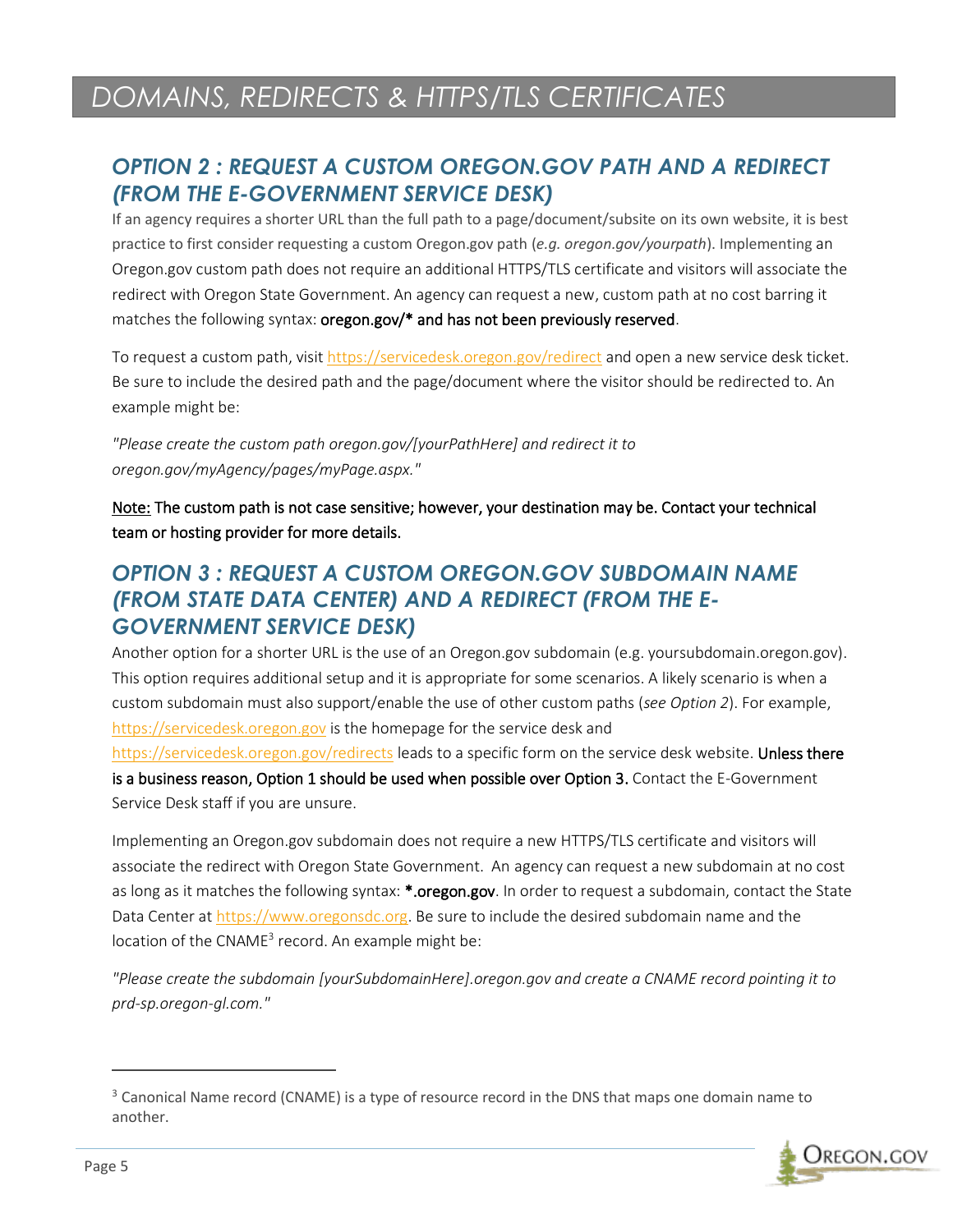# DOMAINS, REDIRECTS & HTTPS/TLS CERTIFICATES

## OPTION 2 : REQUEST A CUSTOM OREGON.GOV PATH AND A REDIRECT (FROM THE E-GOVERNMENT SERVICE DESK)

If an agency requires a shorter URL than the full path to a page/document/subsite on its own website, it is best practice to first consider requesting a custom Oregon.gov path (*e.g. oregon.gov/yourpath*). Implementing an Oregon.gov custom path does not require an additional HTTPS/TLS certificate and visitors will associate the redirect with Oregon State Government. An agency can request a new, custom path at no cost barring it matches the following syntax: **oregon.gov/* and has not been previously reserved**.

To request a custom path, visit https://servicedesk.oregon.gov/redirect and open a new service desk ticket. Be sure to include the desired path and the page/document where the visitor should be redirected to. An example might be:

*"Please create the custom path oregon.gov/[yourPathHere] and redirect it to oregon.gov/myAgency/pages/myPage.aspx."*

**Note: The custom path is not case sensitive; however, your destination may be. Contact your technical team or hosting provider for more details.**

## OPTION 3 : REQUEST A CUSTOM OREGON.GOV SUBDOMAIN NAME (FROM STATE DATA CENTER) AND A REDIRECT (FROM THE E-GOVERNMENT SERVICE DESK)

Another option for a shorter URL is the use of an Oregon.gov subdomain (e.g. yoursubdomain.oregon.gov). This option requires additional setup and it is appropriate for some scenarios. A likely scenario is when a custom subdomain must also support/enable the use of other custom paths (*see Option 2*). For example, https://servicedesk.oregon.gov is the homepage for the service desk and https://servicedesk.oregon.gov/redirects leads to a specific form on the service desk website. **Unless there is a business reason, Option 1 should be used when possible over Option 3.** Contact the E-Government Service Desk staff if you are unsure.

Implementing an Oregon.gov subdomain does not require a new HTTPS/TLS certificate and visitors will associate the redirect with Oregon State Government. An agency can request a new subdomain at no cost as long as it matches the following syntax: ***.oregon.gov**. In order to request a subdomain, contact the State Data Center at https://www.oregonsdc.org. Be sure to include the desired subdomain name and the location of the CNAME[3] record. An example might be:

*"Please create the subdomain [yourSubdomainHere].oregon.gov and create a CNAME record pointing it to prd-sp.oregon-gl.com."*

---

[3] Canonical Name record (CNAME) is a type of resource record in the DNS that maps one domain name to another.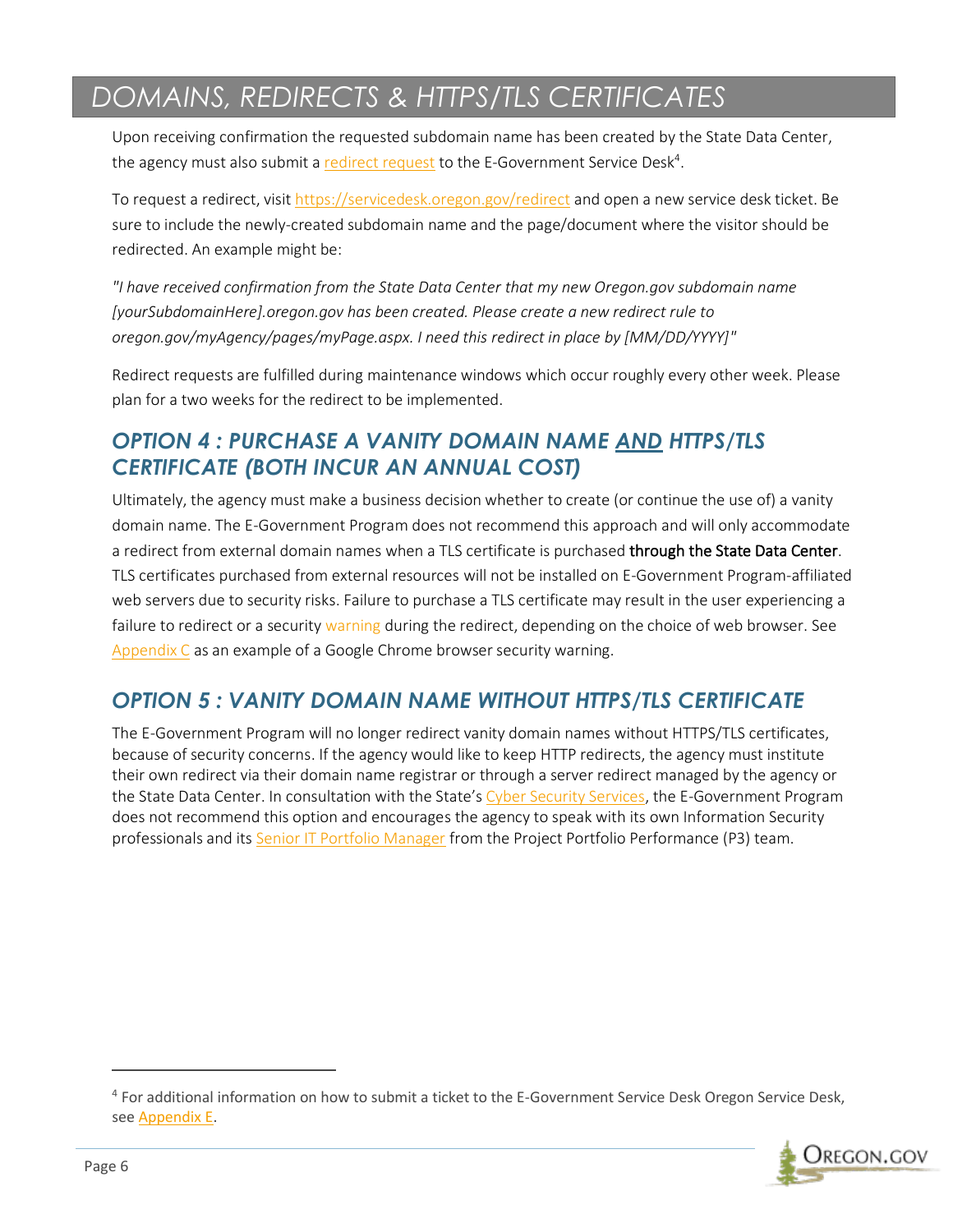# DOMAINS, REDIRECTS & HTTPS/TLS CERTIFICATES

Upon receiving confirmation the requested subdomain name has been created by the State Data Center, the agency must also submit a redirect request to the E-Government Service Desk[4].

To request a redirect, visit https://servicedesk.oregon.gov/redirect and open a new service desk ticket. Be sure to include the newly-created subdomain name and the page/document where the visitor should be redirected. An example might be:

*"I have received confirmation from the State Data Center that my new Oregon.gov subdomain name [yourSubdomainHere].oregon.gov has been created. Please create a new redirect rule to oregon.gov/myAgency/pages/myPage.aspx. I need this redirect in place by [MM/DD/YYYY]"*

Redirect requests are fulfilled during maintenance windows which occur roughly every other week. Please plan for a two weeks for the redirect to be implemented.

## OPTION 4 : PURCHASE A VANITY DOMAIN NAME AND HTTPS/TLS CERTIFICATE (BOTH INCUR AN ANNUAL COST)

Ultimately, the agency must make a business decision whether to create (or continue the use of) a vanity domain name. The E-Government Program does not recommend this approach and will only accommodate a redirect from external domain names when a TLS certificate is purchased **through the State Data Center**. TLS certificates purchased from external resources will not be installed on E-Government Program-affiliated web servers due to security risks. Failure to purchase a TLS certificate may result in the user experiencing a failure to redirect or a security warning during the redirect, depending on the choice of web browser. See Appendix C as an example of a Google Chrome browser security warning.

## OPTION 5 : VANITY DOMAIN NAME WITHOUT HTTPS/TLS CERTIFICATE

The E-Government Program will no longer redirect vanity domain names without HTTPS/TLS certificates, because of security concerns. If the agency would like to keep HTTP redirects, the agency must institute their own redirect via their domain name registrar or through a server redirect managed by the agency or the State Data Center. In consultation with the State's Cyber Security Services, the E-Government Program does not recommend this option and encourages the agency to speak with its own Information Security professionals and its Senior IT Portfolio Manager from the Project Portfolio Performance (P3) team.

[4] For additional information on how to submit a ticket to the E-Government Service Desk Oregon Service Desk, see Appendix E.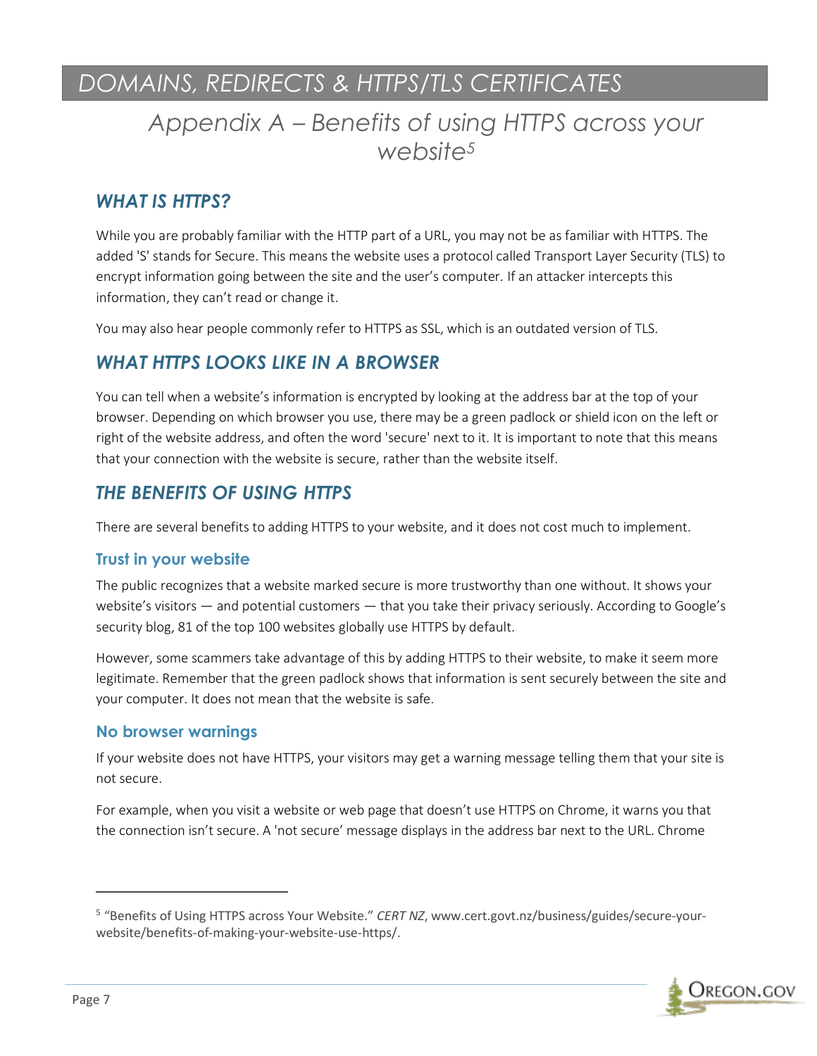# DOMAINS, REDIRECTS & HTTPS/TLS CERTIFICATES

## Appendix A – Benefits of using HTTPS across your website[5]

### WHAT IS HTTPS?

While you are probably familiar with the HTTP part of a URL, you may not be as familiar with HTTPS. The added 'S' stands for Secure. This means the website uses a protocol called Transport Layer Security (TLS) to encrypt information going between the site and the user's computer. If an attacker intercepts this information, they can't read or change it.

You may also hear people commonly refer to HTTPS as SSL, which is an outdated version of TLS.

### WHAT HTTPS LOOKS LIKE IN A BROWSER

You can tell when a website's information is encrypted by looking at the address bar at the top of your browser. Depending on which browser you use, there may be a green padlock or shield icon on the left or right of the website address, and often the word 'secure' next to it. It is important to note that this means that your connection with the website is secure, rather than the website itself.

### THE BENEFITS OF USING HTTPS

There are several benefits to adding HTTPS to your website, and it does not cost much to implement.

#### Trust in your website

The public recognizes that a website marked secure is more trustworthy than one without. It shows your website's visitors — and potential customers — that you take their privacy seriously. According to Google's security blog, 81 of the top 100 websites globally use HTTPS by default.

However, some scammers take advantage of this by adding HTTPS to their website, to make it seem more legitimate. Remember that the green padlock shows that information is sent securely between the site and your computer. It does not mean that the website is safe.

#### No browser warnings

If your website does not have HTTPS, your visitors may get a warning message telling them that your site is not secure.

For example, when you visit a website or web page that doesn't use HTTPS on Chrome, it warns you that the connection isn't secure. A 'not secure' message displays in the address bar next to the URL. Chrome

[5] "Benefits of Using HTTPS across Your Website." *CERT NZ*, www.cert.govt.nz/business/guides/secure-your-website/benefits-of-making-your-website-use-https/.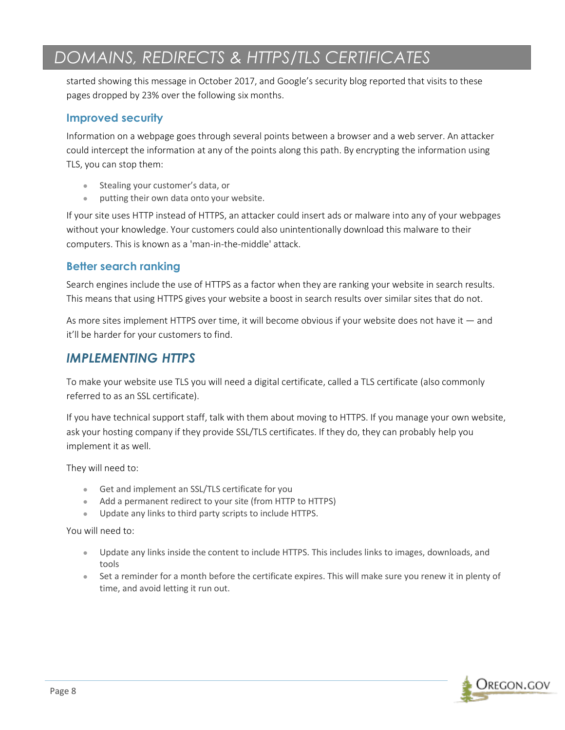started showing this message in October 2017, and Google's security blog reported that visits to these pages dropped by 23% over the following six months.

### Improved security

Information on a webpage goes through several points between a browser and a web server. An attacker could intercept the information at any of the points along this path. By encrypting the information using TLS, you can stop them:

- Stealing your customer's data, or
- putting their own data onto your website.

If your site uses HTTP instead of HTTPS, an attacker could insert ads or malware into any of your webpages without your knowledge. Your customers could also unintentionally download this malware to their computers. This is known as a 'man-in-the-middle' attack.

### Better search ranking

Search engines include the use of HTTPS as a factor when they are ranking your website in search results. This means that using HTTPS gives your website a boost in search results over similar sites that do not.

As more sites implement HTTPS over time, it will become obvious if your website does not have it — and it'll be harder for your customers to find.

## *IMPLEMENTING HTTPS*

To make your website use TLS you will need a digital certificate, called a TLS certificate (also commonly referred to as an SSL certificate).

If you have technical support staff, talk with them about moving to HTTPS. If you manage your own website, ask your hosting company if they provide SSL/TLS certificates. If they do, they can probably help you implement it as well.

They will need to:

- Get and implement an SSL/TLS certificate for you
- Add a permanent redirect to your site (from HTTP to HTTPS)
- Update any links to third party scripts to include HTTPS.

You will need to:

- Update any links inside the content to include HTTPS. This includes links to images, downloads, and tools
- Set a reminder for a month before the certificate expires. This will make sure you renew it in plenty of time, and avoid letting it run out.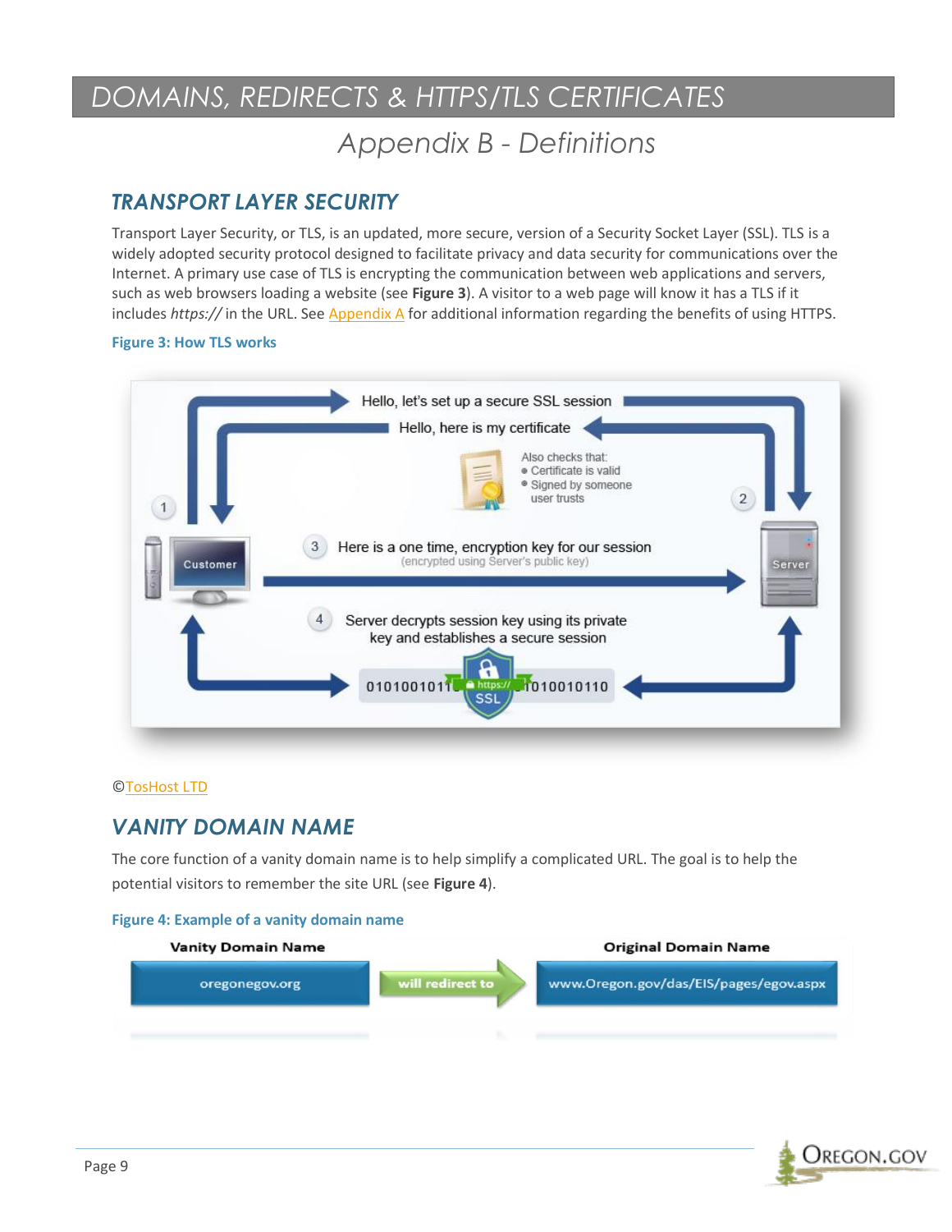# DOMAINS, REDIRECTS & HTTPS/TLS CERTIFICATES

## Appendix B - Definitions

### TRANSPORT LAYER SECURITY

Transport Layer Security, or TLS, is an updated, more secure, version of a Security Socket Layer (SSL). TLS is a widely adopted security protocol designed to facilitate privacy and data security for communications over the Internet. A primary use case of TLS is encrypting the communication between web applications and servers, such as web browsers loading a website (see **Figure 3**). A visitor to a web page will know it has a TLS if it includes *https://* in the URL. See Appendix A for additional information regarding the benefits of using HTTPS.

**Figure 3: How TLS works**

©TosHost LTD

### VANITY DOMAIN NAME

The core function of a vanity domain name is to help simplify a complicated URL. The goal is to help the potential visitors to remember the site URL (see **Figure 4**).

**Figure 4: Example of a vanity domain name**

| Vanity Domain Name | | Original Domain Name |
|---|---|---|
| oregonegov.org | will redirect to | www.Oregon.gov/das/EIS/pages/egov.aspx |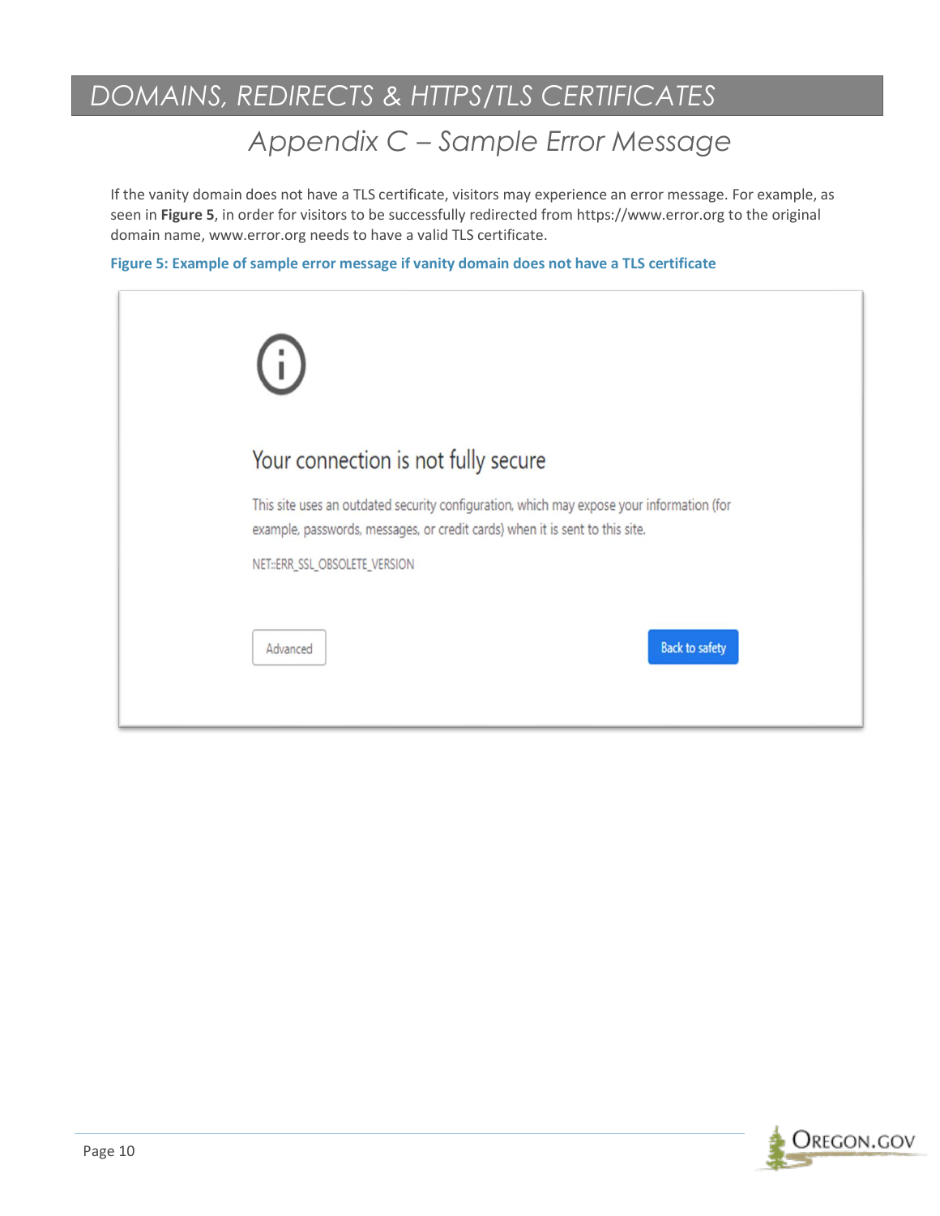# DOMAINS, REDIRECTS & HTTPS/TLS CERTIFICATES

## Appendix C – Sample Error Message

If the vanity domain does not have a TLS certificate, visitors may experience an error message. For example, as seen in **Figure 5**, in order for visitors to be successfully redirected from https://www.error.org to the original domain name, www.error.org needs to have a valid TLS certificate.

**Figure 5: Example of sample error message if vanity domain does not have a TLS certificate**

Your connection is not fully secure

This site uses an outdated security configuration, which may expose your information (for example, passwords, messages, or credit cards) when it is sent to this site.

NET::ERR_SSL_OBSOLETE_VERSION

Advanced

Back to safety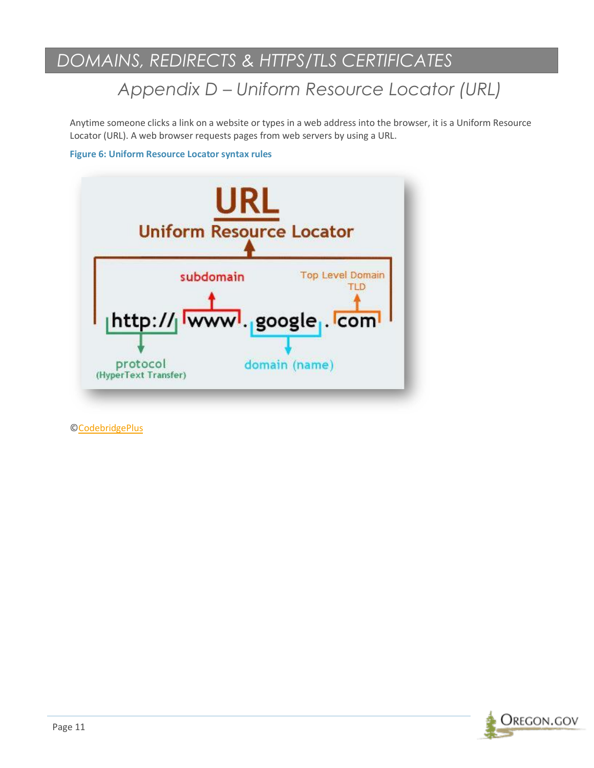# DOMAINS, REDIRECTS & HTTPS/TLS CERTIFICATES

## Appendix D – Uniform Resource Locator (URL)

Anytime someone clicks a link on a website or types in a web address into the browser, it is a Uniform Resource Locator (URL). A web browser requests pages from web servers by using a URL.

**Figure 6: Uniform Resource Locator syntax rules**

©CodebridgePlus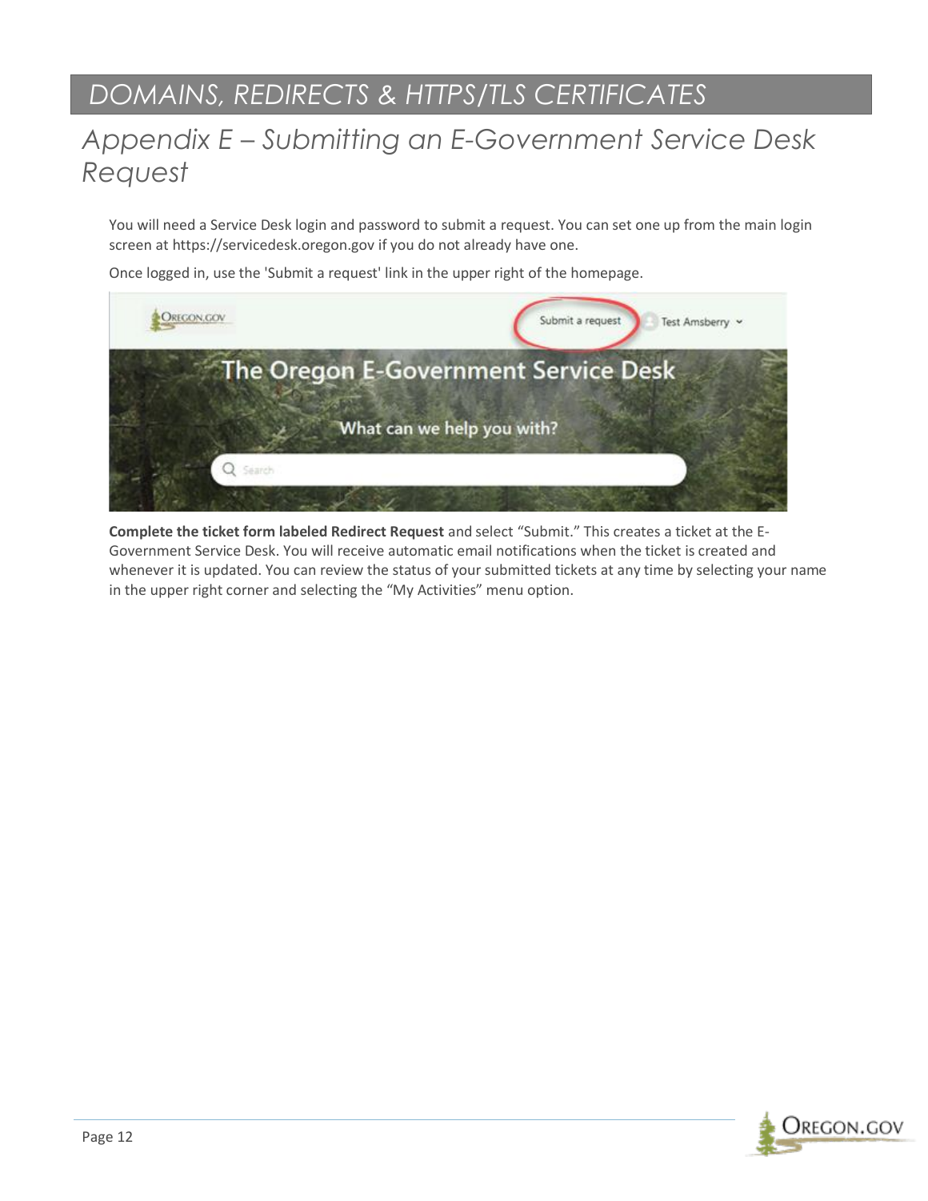# DOMAINS, REDIRECTS & HTTPS/TLS CERTIFICATES

## Appendix E – Submitting an E-Government Service Desk Request

You will need a Service Desk login and password to submit a request. You can set one up from the main login screen at https://servicedesk.oregon.gov if you do not already have one.

Once logged in, use the 'Submit a request' link in the upper right of the homepage.

**Complete the ticket form labeled Redirect Request** and select "Submit." This creates a ticket at the E-Government Service Desk. You will receive automatic email notifications when the ticket is created and whenever it is updated. You can review the status of your submitted tickets at any time by selecting your name in the upper right corner and selecting the "My Activities" menu option.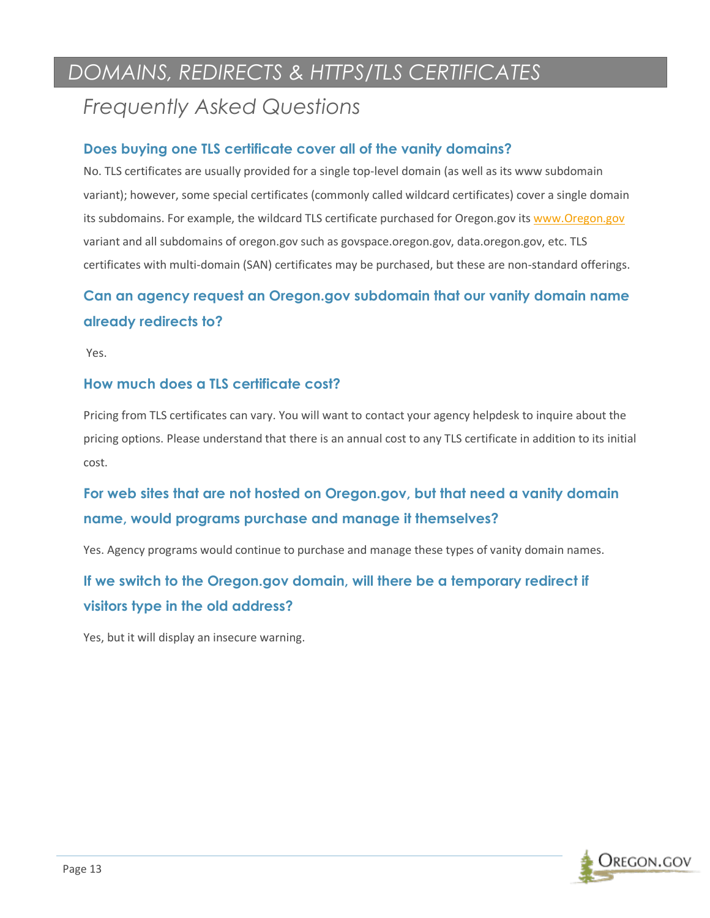# DOMAINS, REDIRECTS & HTTPS/TLS CERTIFICATES

## Frequently Asked Questions

### Does buying one TLS certificate cover all of the vanity domains?

No. TLS certificates are usually provided for a single top-level domain (as well as its www subdomain variant); however, some special certificates (commonly called wildcard certificates) cover a single domain its subdomains. For example, the wildcard TLS certificate purchased for Oregon.gov its www.Oregon.gov variant and all subdomains of oregon.gov such as govspace.oregon.gov, data.oregon.gov, etc. TLS certificates with multi-domain (SAN) certificates may be purchased, but these are non-standard offerings.

### Can an agency request an Oregon.gov subdomain that our vanity domain name already redirects to?

Yes.

### How much does a TLS certificate cost?

Pricing from TLS certificates can vary. You will want to contact your agency helpdesk to inquire about the pricing options. Please understand that there is an annual cost to any TLS certificate in addition to its initial cost.

### For web sites that are not hosted on Oregon.gov, but that need a vanity domain name, would programs purchase and manage it themselves?

Yes. Agency programs would continue to purchase and manage these types of vanity domain names.

### If we switch to the Oregon.gov domain, will there be a temporary redirect if visitors type in the old address?

Yes, but it will display an insecure warning.